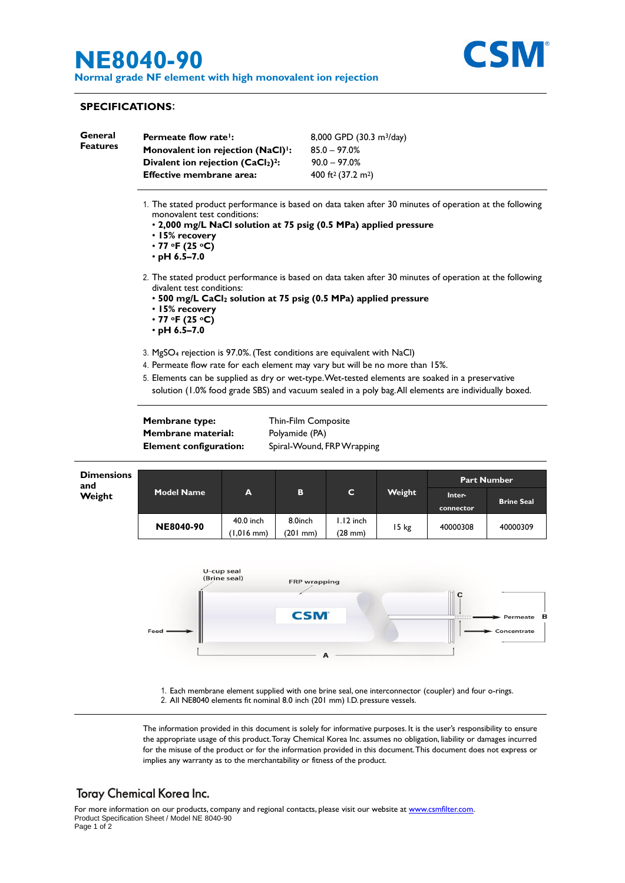# NE8040-90

**Normal grade NF element with high monovalent ion rejection**

CSM®

## SPECIFICATIONS:

### General Features

| | |
|---|---|
| **Permeate flow rate[1]:** | 8,000 GPD (30.3 $m^3$/day) |
| **Monovalent ion rejection (NaCl)[1]:** | 85.0 – 97.0% |
| **Divalent ion rejection ($CaCl_2$)[2]:** | 90.0 – 97.0% |
| **Effective membrane area:** | 400 $ft^2$ (37.2 $m^2$) |

1. The stated product performance is based on data taken after 30 minutes of operation at the following monovalent test conditions:
   - **2,000 mg/L NaCl solution at 75 psig (0.5 MPa) applied pressure**
   - **15% recovery**
   - **77 °F (25 °C)**
   - **pH 6.5–7.0**
2. The stated product performance is based on data taken after 30 minutes of operation at the following divalent test conditions:
   - **500 mg/L $CaCl_2$ solution at 75 psig (0.5 MPa) applied pressure**
   - **15% recovery**
   - **77 °F (25 °C)**
   - **pH 6.5–7.0**
3. $MgSO_4$ rejection is 97.0%. (Test conditions are equivalent with NaCl)
4. Permeate flow rate for each element may vary but will be no more than 15%.
5. Elements can be supplied as dry or wet-type. Wet-tested elements are soaked in a preservative solution (1.0% food grade SBS) and vacuum sealed in a poly bag. All elements are individually boxed.

| | |
|---|---|
| **Membrane type:** | Thin-Film Composite |
| **Membrane material:** | Polyamide (PA) |
| **Element configuration:** | Spiral-Wound, FRP Wrapping |

### Dimensions and Weight

| Model Name | A | B | C | Weight | Part Number | |
|---|---|---|---|---|---|---|
| | | | | | Inter-connector | Brine Seal |
| **NE8040-90** | 40.0 inch (1,016 mm) | 8.0inch (201 mm) | 1.12 inch (28 mm) | 15 kg | 40000308 | 40000309 |

U-cup seal (Brine seal) · FRP wrapping · Feed · Permeate · Concentrate · A · B · C

1. Each membrane element supplied with one brine seal, one interconnector (coupler) and four o-rings.
2. All NE8040 elements fit nominal 8.0 inch (201 mm) I.D. pressure vessels.

The information provided in this document is solely for informative purposes. It is the user's responsibility to ensure the appropriate usage of this product. Toray Chemical Korea Inc. assumes no obligation, liability or damages incurred for the misuse of the product or for the information provided in this document. This document does not express or implies any warranty as to the merchantability or fitness of the product.

**Toray Chemical Korea Inc.**

For more information on our products, company and regional contacts, please visit our website at www.csmfilter.com.
Product Specification Sheet / Model NE 8040-90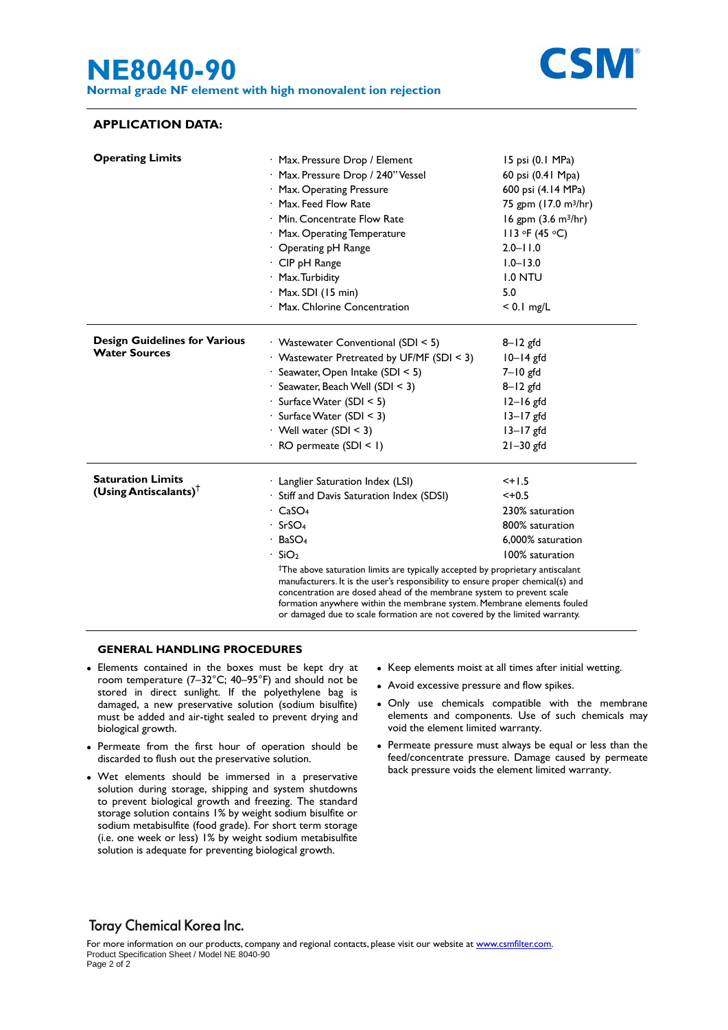# NE8040-90

**Normal grade NF element with high monovalent ion rejection**

CSM

## APPLICATION DATA:

| | | |
|---|---|---|
| **Operating Limits** | · Max. Pressure Drop / Element | 15 psi (0.1 MPa) |
| | · Max. Pressure Drop / 240" Vessel | 60 psi (0.41 Mpa) |
| | · Max. Operating Pressure | 600 psi (4.14 MPa) |
| | · Max. Feed Flow Rate | 75 gpm (17.0 $m^3$/hr) |
| | · Min. Concentrate Flow Rate | 16 gpm (3.6 $m^3$/hr) |
| | · Max. Operating Temperature | 113 °F (45 °C) |
| | · Operating pH Range | 2.0–11.0 |
| | · CIP pH Range | 1.0–13.0 |
| | · Max. Turbidity | 1.0 NTU |
| | · Max. SDI (15 min) | 5.0 |
| | · Max. Chlorine Concentration | < 0.1 mg/L |
| **Design Guidelines for Various Water Sources** | · Wastewater Conventional (SDI < 5) | 8–12 gfd |
| | · Wastewater Pretreated by UF/MF (SDI < 3) | 10–14 gfd |
| | · Seawater, Open Intake (SDI < 5) | 7–10 gfd |
| | · Seawater, Beach Well (SDI < 3) | 8–12 gfd |
| | · Surface Water (SDI < 5) | 12–16 gfd |
| | · Surface Water (SDI < 3) | 13–17 gfd |
| | · Well water (SDI < 3) | 13–17 gfd |
| | · RO permeate (SDI < 1) | 21–30 gfd |
| **Saturation Limits (Using Antiscalants)**† | · Langlier Saturation Index (LSI) | <+1.5 |
| | · Stiff and Davis Saturation Index (SDSI) | <+0.5 |
| | · $CaSO_4$ | 230% saturation |
| | · $SrSO_4$ | 800% saturation |
| | · $BaSO_4$ | 6,000% saturation |
| | · $SiO_2$ | 100% saturation |

†The above saturation limits are typically accepted by proprietary antiscalant manufacturers. It is the user's responsibility to ensure proper chemical(s) and concentration are dosed ahead of the membrane system to prevent scale formation anywhere within the membrane system. Membrane elements fouled or damaged due to scale formation are not covered by the limited warranty.

### GENERAL HANDLING PROCEDURES

- Elements contained in the boxes must be kept dry at room temperature (7–32°C; 40–95°F) and should not be stored in direct sunlight. If the polyethylene bag is damaged, a new preservative solution (sodium bisulfite) must be added and air-tight sealed to prevent drying and biological growth.
- Permeate from the first hour of operation should be discarded to flush out the preservative solution.
- Wet elements should be immersed in a preservative solution during storage, shipping and system shutdowns to prevent biological growth and freezing. The standard storage solution contains 1% by weight sodium bisulfite or sodium metabisulfite (food grade). For short term storage (i.e. one week or less) 1% by weight sodium metabisulfite solution is adequate for preventing biological growth.
- Keep elements moist at all times after initial wetting.
- Avoid excessive pressure and flow spikes.
- Only use chemicals compatible with the membrane elements and components. Use of such chemicals may void the element limited warranty.
- Permeate pressure must always be equal or less than the feed/concentrate pressure. Damage caused by permeate back pressure voids the element limited warranty.

Toray Chemical Korea Inc.

For more information on our products, company and regional contacts, please visit our website at www.csmfilter.com.
Product Specification Sheet / Model NE 8040-90